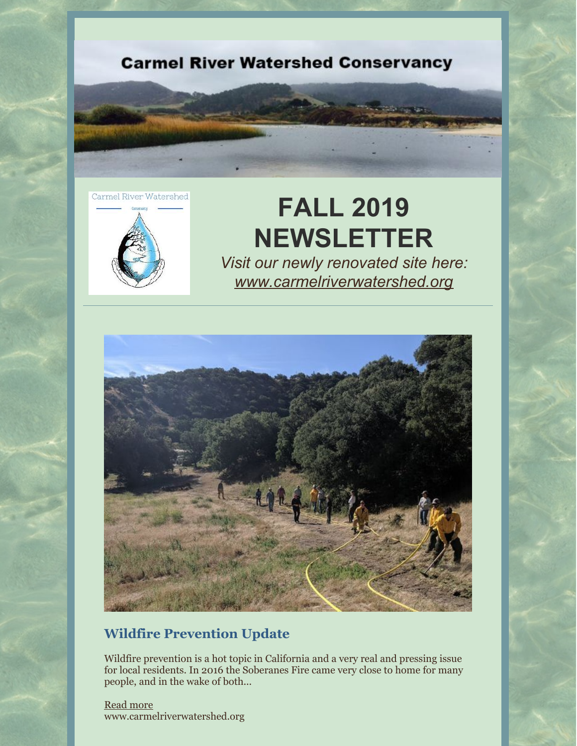Carmel River Watershed Conservancy

# FALL 2019 NEWSLETTER

*Visit our newly renovated site here: [www.carmelriverwatershed.org](www.carmelriverwatershed.org)*

## Wildfire Prevention Update

Wildfire prevention is a hot topic in California and a very real and pressing issue for local residents. In 2016 the Soberanes Fire came very close to home for many people, and in the wake of both...

Read more
www.carmelriverwatershed.org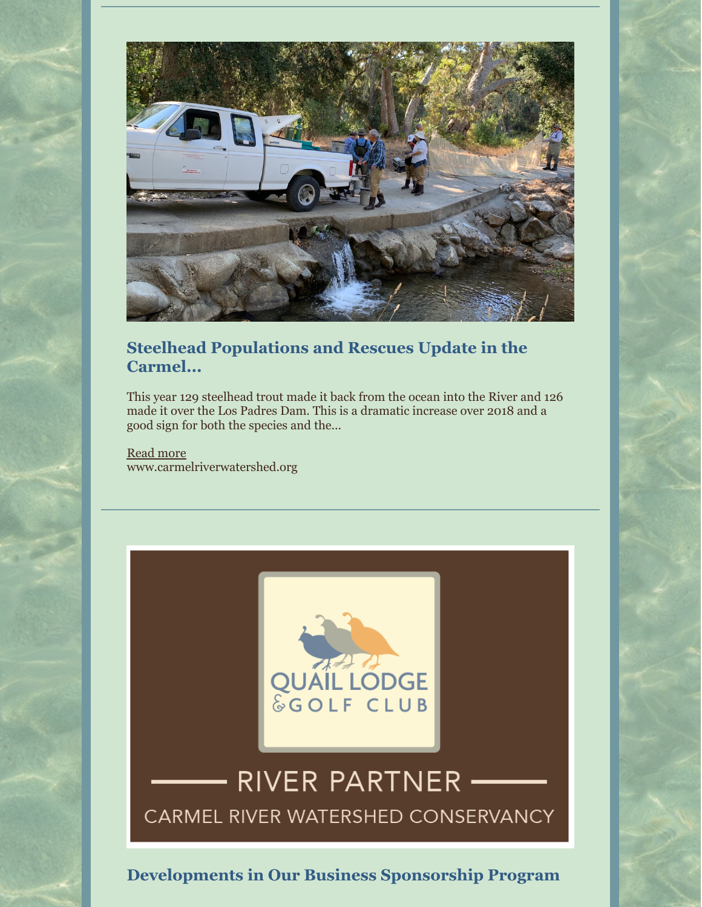## Steelhead Populations and Rescues Update in the Carmel...

This year 129 steelhead trout made it back from the ocean into the River and 126 made it over the Los Padres Dam. This is a dramatic increase over 2018 and a good sign for both the species and the...

Read more
www.carmelriverwatershed.org

---

## Developments in Our Business Sponsorship Program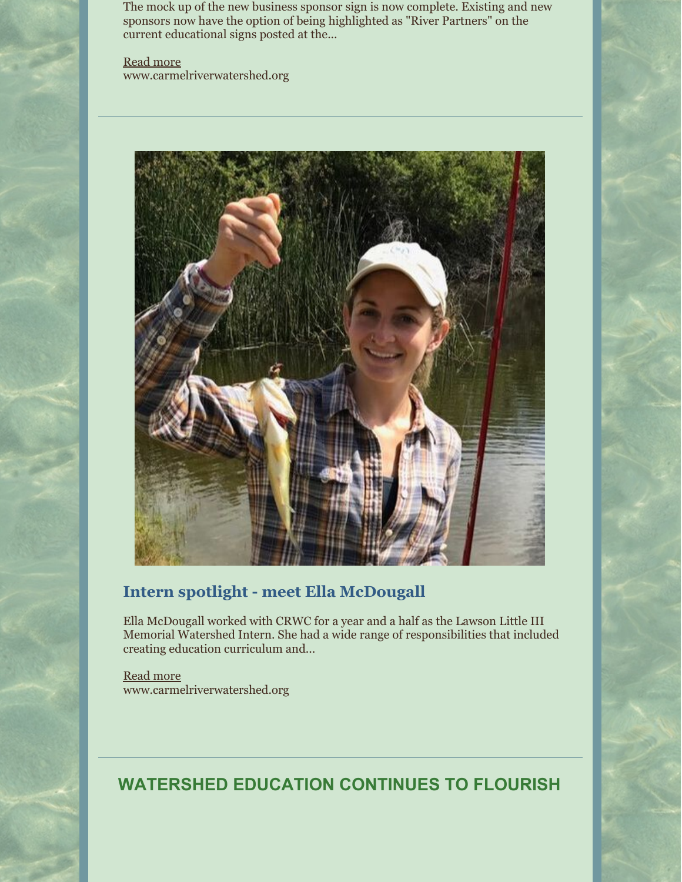The mock up of the new business sponsor sign is now complete. Existing and new sponsors now have the option of being highlighted as "River Partners" on the current educational signs posted at the...

Read more
www.carmelriverwatershed.org

---

## Intern spotlight - meet Ella McDougall

Ella McDougall worked with CRWC for a year and a half as the Lawson Little III Memorial Watershed Intern. She had a wide range of responsibilities that included creating education curriculum and...

Read more
www.carmelriverwatershed.org

---

## WATERSHED EDUCATION CONTINUES TO FLOURISH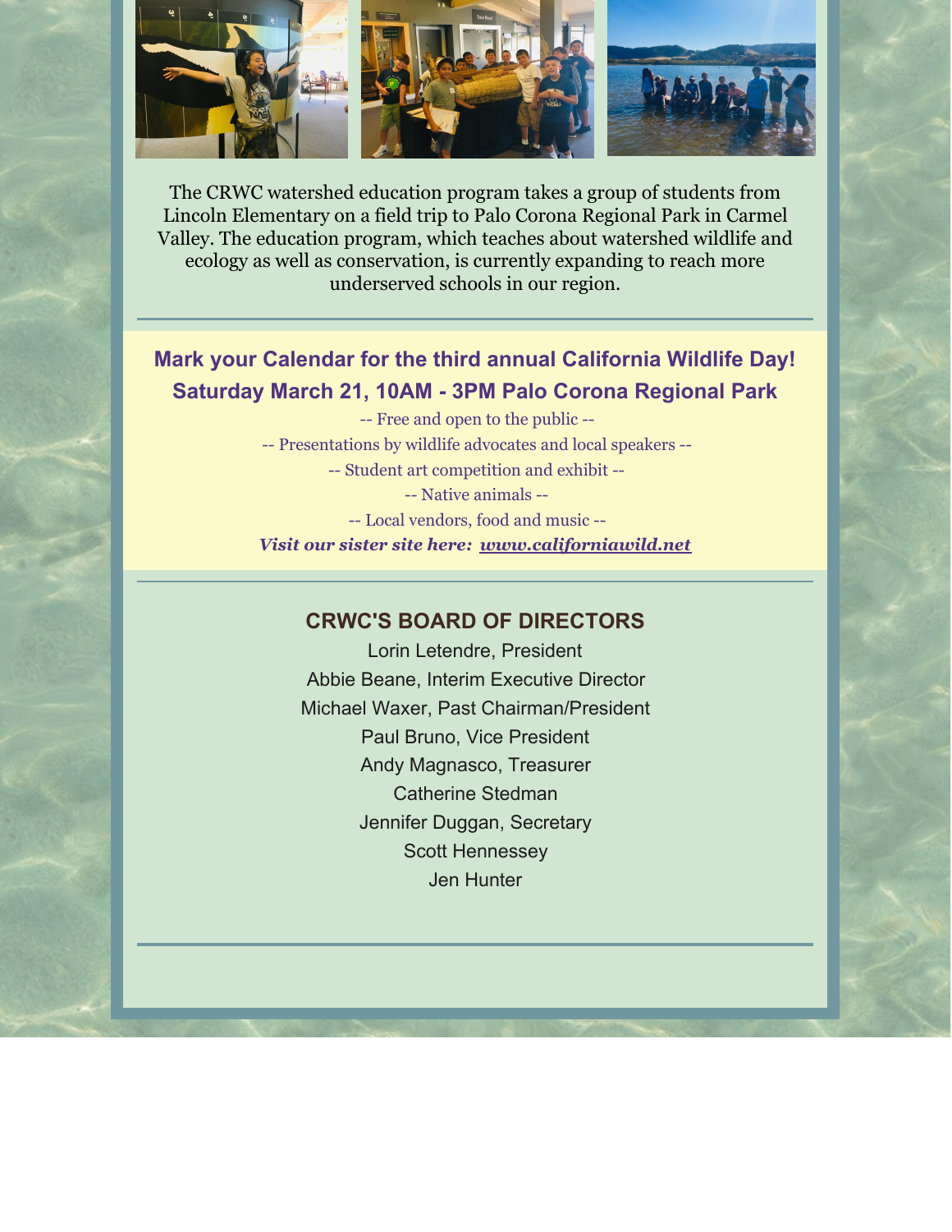The CRWC watershed education program takes a group of students from Lincoln Elementary on a field trip to Palo Corona Regional Park in Carmel Valley. The education program, which teaches about watershed wildlife and ecology as well as conservation, is currently expanding to reach more underserved schools in our region.

---

## Mark your Calendar for the third annual California Wildlife Day!

## Saturday March 21, 10AM - 3PM Palo Corona Regional Park

-- Free and open to the public --

-- Presentations by wildlife advocates and local speakers --

-- Student art competition and exhibit --

-- Native animals --

-- Local vendors, food and music --

***Visit our sister site here: www.californiawild.net***

---

## CRWC'S BOARD OF DIRECTORS

Lorin Letendre, President

Abbie Beane, Interim Executive Director

Michael Waxer, Past Chairman/President

Paul Bruno, Vice President

Andy Magnasco, Treasurer

Catherine Stedman

Jennifer Duggan, Secretary

Scott Hennessey

Jen Hunter